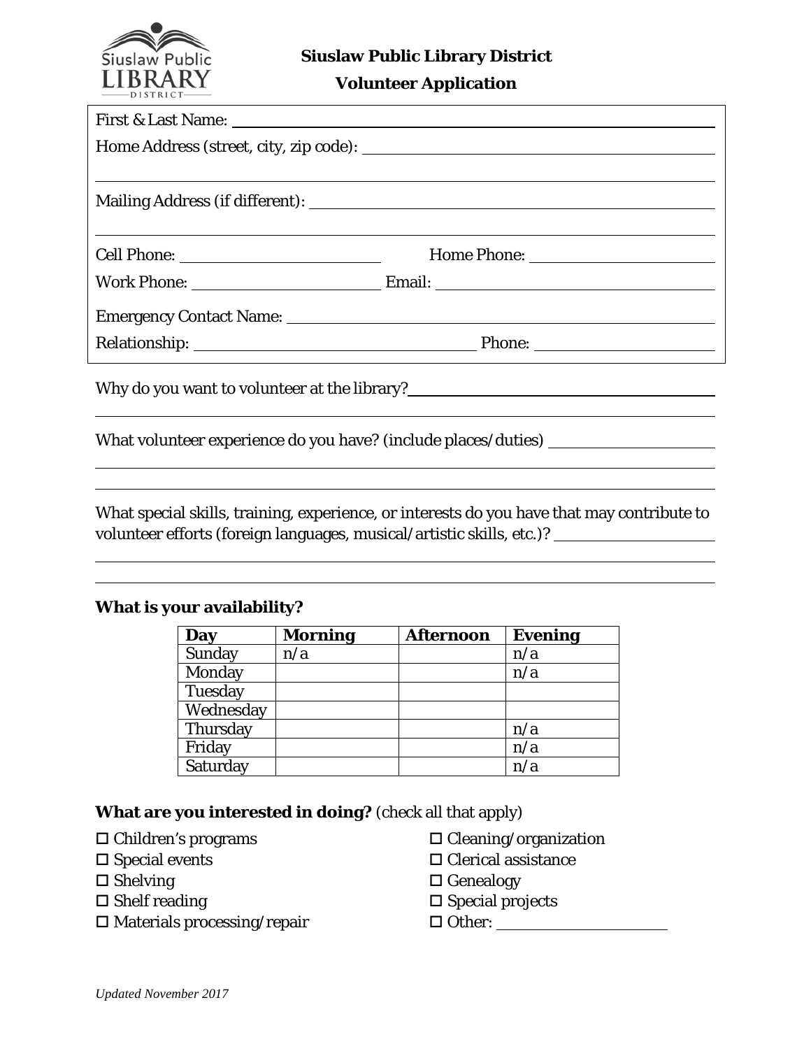Siuslaw Public Library District

# Siuslaw Public Library District

## Volunteer Application

First & Last Name: \_\_\_\_\_\_\_\_\_\_\_\_\_\_\_\_\_\_\_\_\_\_\_\_\_\_\_\_\_\_\_\_\_\_\_\_

Home Address (street, city, zip code): \_\_\_\_\_\_\_\_\_\_\_\_\_\_\_\_\_\_\_\_\_\_\_\_\_\_\_\_\_\_\_\_\_\_\_\_

Mailing Address (if different): \_\_\_\_\_\_\_\_\_\_\_\_\_\_\_\_\_\_\_\_\_\_\_\_\_\_\_\_\_\_\_\_\_\_\_\_

Cell Phone: \_\_\_\_\_\_\_\_\_\_\_\_\_\_\_\_\_\_ Home Phone: \_\_\_\_\_\_\_\_\_\_\_\_\_\_\_\_\_\_

Work Phone: \_\_\_\_\_\_\_\_\_\_\_\_\_\_\_\_\_\_ Email: \_\_\_\_\_\_\_\_\_\_\_\_\_\_\_\_\_\_

Emergency Contact Name: \_\_\_\_\_\_\_\_\_\_\_\_\_\_\_\_\_\_\_\_\_\_\_\_\_\_\_\_\_\_\_\_\_\_\_\_

Relationship: \_\_\_\_\_\_\_\_\_\_\_\_\_\_\_\_\_\_ Phone: \_\_\_\_\_\_\_\_\_\_\_\_\_\_\_\_\_\_

Why do you want to volunteer at the library? \_\_\_\_\_\_\_\_\_\_\_\_\_\_\_\_\_\_\_\_\_\_\_\_\_\_\_\_\_\_\_\_\_\_\_\_

What volunteer experience do you have? (include places/duties) \_\_\_\_\_\_\_\_\_\_\_\_\_\_\_\_\_\_\_\_\_\_\_\_\_\_\_\_\_\_\_\_\_\_\_\_

What special skills, training, experience, or interests do you have that may contribute to volunteer efforts (foreign languages, musical/artistic skills, etc.)? \_\_\_\_\_\_\_\_\_\_\_\_\_\_\_\_\_\_\_\_\_\_\_\_\_\_\_\_\_\_\_\_\_\_\_\_

**What is your availability?**

| Day | Morning | Afternoon | Evening |
|---|---|---|---|
| Sunday | n/a | | n/a |
| Monday | | | n/a |
| Tuesday | | | |
| Wednesday | | | |
| Thursday | | | n/a |
| Friday | | | n/a |
| Saturday | | | n/a |

**What are you interested in doing?** (check all that apply)

- ☐ Children's programs
- ☐ Special events
- ☐ Shelving
- ☐ Shelf reading
- ☐ Materials processing/repair
- ☐ Cleaning/organization
- ☐ Clerical assistance
- ☐ Genealogy
- ☐ Special projects
- ☐ Other: \_\_\_\_\_\_\_\_\_\_\_\_\_\_\_\_\_\_

*Updated November 2017*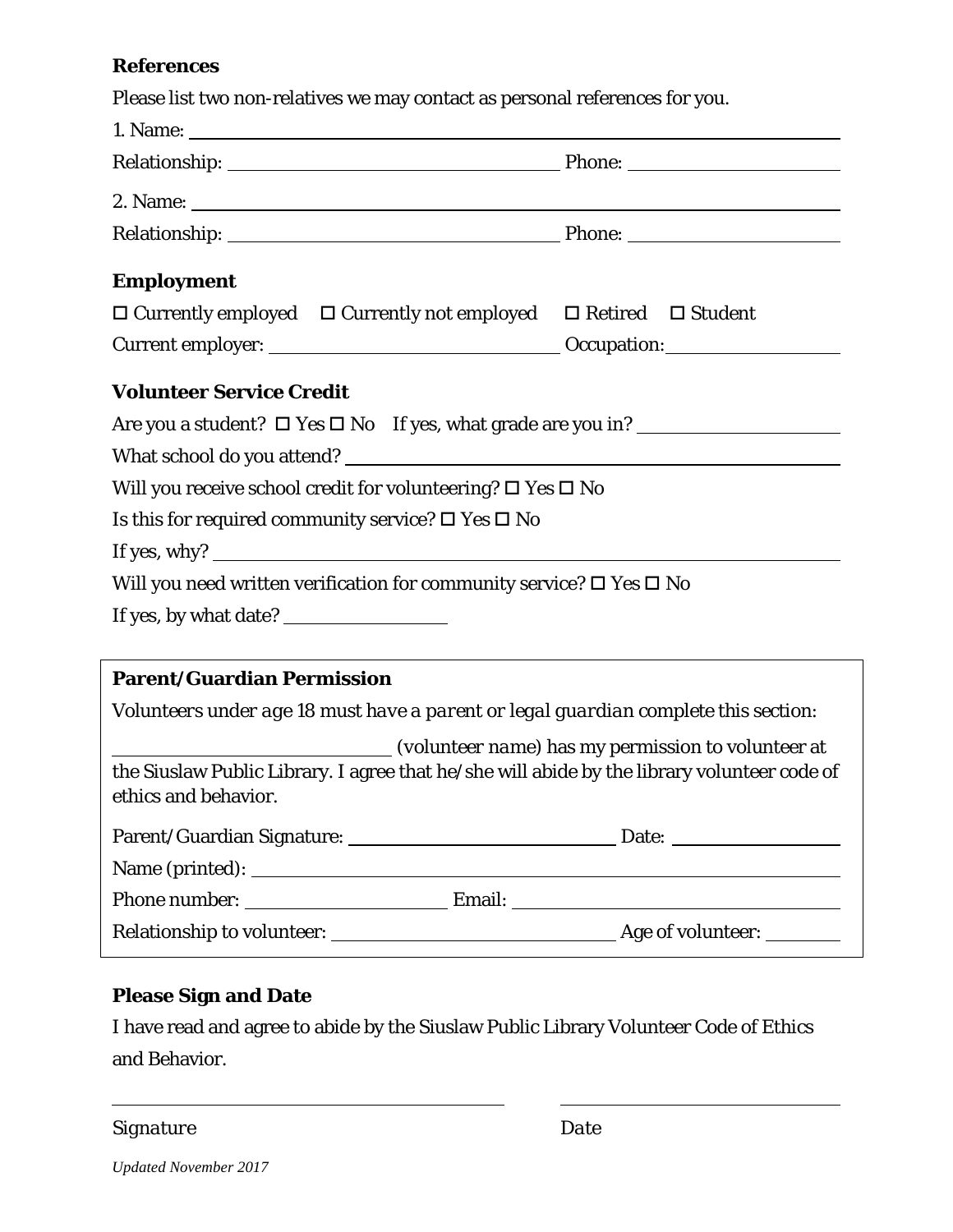**References**

Please list two non-relatives we may contact as personal references for you.

1. Name: \_\_\_\_\_\_\_\_\_\_\_\_\_\_\_\_\_\_\_\_\_\_\_\_\_\_\_\_\_\_\_\_\_\_\_\_\_\_\_\_

Relationship: \_\_\_\_\_\_\_\_\_\_\_\_\_\_\_\_\_\_\_\_ Phone: \_\_\_\_\_\_\_\_\_\_\_\_\_\_\_\_

2. Name: \_\_\_\_\_\_\_\_\_\_\_\_\_\_\_\_\_\_\_\_\_\_\_\_\_\_\_\_\_\_\_\_\_\_\_\_\_\_\_\_

Relationship: \_\_\_\_\_\_\_\_\_\_\_\_\_\_\_\_\_\_\_\_ Phone: \_\_\_\_\_\_\_\_\_\_\_\_\_\_\_\_

**Employment**

☐ Currently employed ☐ Currently not employed ☐ Retired ☐ Student

Current employer: \_\_\_\_\_\_\_\_\_\_\_\_\_\_\_\_\_\_\_\_ Occupation: \_\_\_\_\_\_\_\_\_\_\_\_\_\_\_\_

**Volunteer Service Credit**

Are you a student? ☐ Yes ☐ No If yes, what grade are you in? \_\_\_\_\_\_\_\_\_\_\_\_\_\_\_\_

What school do you attend? \_\_\_\_\_\_\_\_\_\_\_\_\_\_\_\_\_\_\_\_\_\_\_\_\_\_\_\_\_\_\_\_

Will you receive school credit for volunteering? ☐ Yes ☐ No

Is this for required community service? ☐ Yes ☐ No

If yes, why? \_\_\_\_\_\_\_\_\_\_\_\_\_\_\_\_\_\_\_\_\_\_\_\_\_\_\_\_\_\_\_\_\_\_\_\_\_\_\_\_

Will you need written verification for community service? ☐ Yes ☐ No

If yes, by what date? \_\_\_\_\_\_\_\_\_\_\_\_

**Parent/Guardian Permission**

*Volunteers under age 18 must have a parent or legal guardian complete this section:*

\_\_\_\_\_\_\_\_\_\_\_\_\_\_\_\_\_\_\_\_ *(volunteer name)* has my permission to volunteer at the Siuslaw Public Library. I agree that he/she will abide by the library volunteer code of ethics and behavior.

Parent/Guardian Signature: \_\_\_\_\_\_\_\_\_\_\_\_\_\_\_\_\_\_\_\_ Date: \_\_\_\_\_\_\_\_\_\_\_\_

Name (printed): \_\_\_\_\_\_\_\_\_\_\_\_\_\_\_\_\_\_\_\_\_\_\_\_\_\_\_\_\_\_\_\_\_\_\_\_\_\_\_\_

Phone number: \_\_\_\_\_\_\_\_\_\_\_\_\_\_\_\_ Email: \_\_\_\_\_\_\_\_\_\_\_\_\_\_\_\_\_\_\_\_\_\_\_\_

Relationship to volunteer: \_\_\_\_\_\_\_\_\_\_\_\_\_\_\_\_\_\_\_\_ Age of volunteer: \_\_\_\_\_\_

**Please Sign and Date**

I have read and agree to abide by the Siuslaw Public Library Volunteer Code of Ethics and Behavior.

\_\_\_\_\_\_\_\_\_\_\_\_\_\_\_\_\_\_\_\_\_\_\_\_\_\_\_\_\_\_ \_\_\_\_\_\_\_\_\_\_\_\_\_\_\_\_\_\_\_\_

*Signature* *Date*

*Updated November 2017*